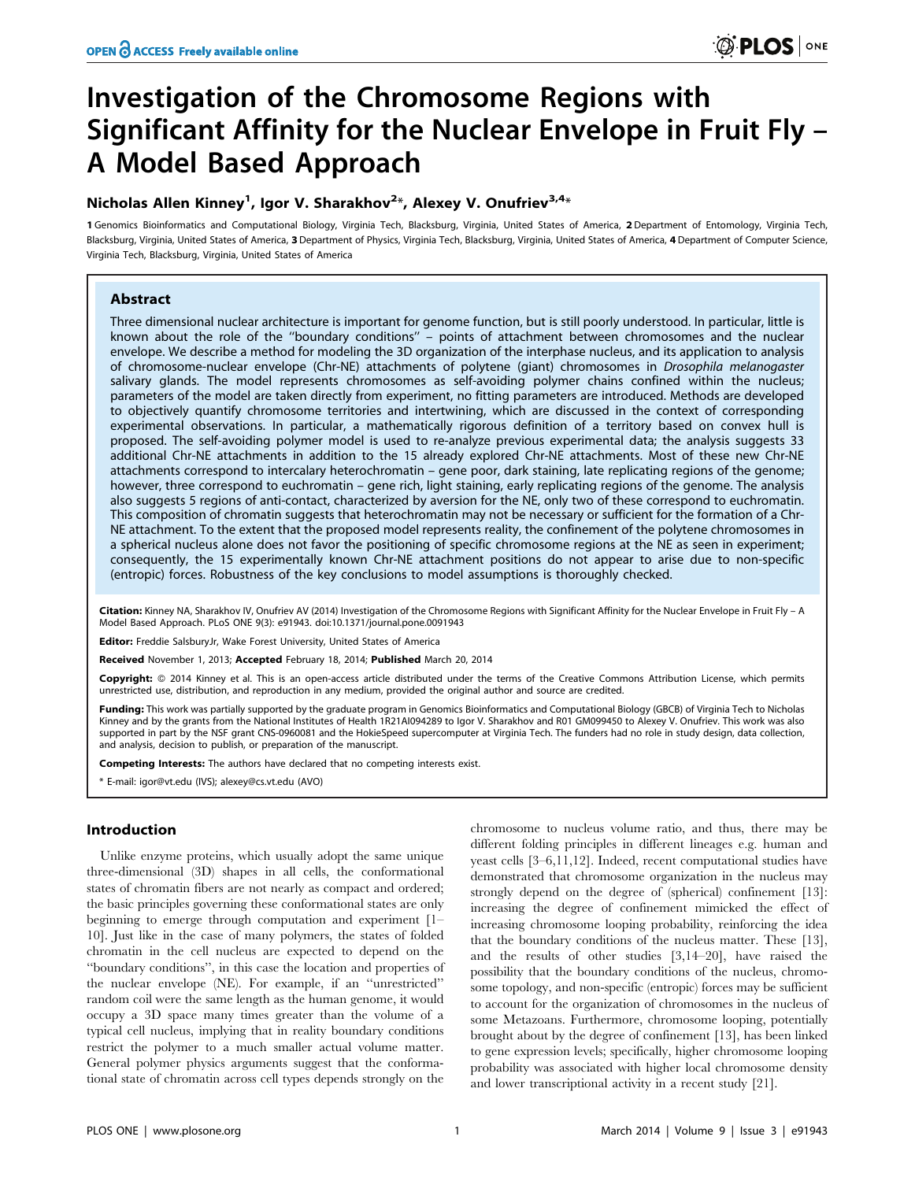OPEN ACCESS Freely available online

# Investigation of the Chromosome Regions with Significant Affinity for the Nuclear Envelope in Fruit Fly – A Model Based Approach

**Nicholas Allen Kinney[1], Igor V. Sharakhov[2]*, Alexey V. Onufriev[3,4]***

**1** Genomics Bioinformatics and Computational Biology, Virginia Tech, Blacksburg, Virginia, United States of America, **2** Department of Entomology, Virginia Tech, Blacksburg, Virginia, United States of America, **3** Department of Physics, Virginia Tech, Blacksburg, Virginia, United States of America, **4** Department of Computer Science, Virginia Tech, Blacksburg, Virginia, United States of America

## Abstract

Three dimensional nuclear architecture is important for genome function, but is still poorly understood. In particular, little is known about the role of the ''boundary conditions'' – points of attachment between chromosomes and the nuclear envelope. We describe a method for modeling the 3D organization of the interphase nucleus, and its application to analysis of chromosome-nuclear envelope (Chr-NE) attachments of polytene (giant) chromosomes in *Drosophila melanogaster* salivary glands. The model represents chromosomes as self-avoiding polymer chains confined within the nucleus; parameters of the model are taken directly from experiment, no fitting parameters are introduced. Methods are developed to objectively quantify chromosome territories and intertwining, which are discussed in the context of corresponding experimental observations. In particular, a mathematically rigorous definition of a territory based on convex hull is proposed. The self-avoiding polymer model is used to re-analyze previous experimental data; the analysis suggests 33 additional Chr-NE attachments in addition to the 15 already explored Chr-NE attachments. Most of these new Chr-NE attachments correspond to intercalary heterochromatin – gene poor, dark staining, late replicating regions of the genome; however, three correspond to euchromatin – gene rich, light staining, early replicating regions of the genome. The analysis also suggests 5 regions of anti-contact, characterized by aversion for the NE, only two of these correspond to euchromatin. This composition of chromatin suggests that heterochromatin may not be necessary or sufficient for the formation of a Chr-NE attachment. To the extent that the proposed model represents reality, the confinement of the polytene chromosomes in a spherical nucleus alone does not favor the positioning of specific chromosome regions at the NE as seen in experiment; consequently, the 15 experimentally known Chr-NE attachment positions do not appear to arise due to non-specific (entropic) forces. Robustness of the key conclusions to model assumptions is thoroughly checked.

**Citation:** Kinney NA, Sharakhov IV, Onufriev AV (2014) Investigation of the Chromosome Regions with Significant Affinity for the Nuclear Envelope in Fruit Fly – A Model Based Approach. PLoS ONE 9(3): e91943. doi:10.1371/journal.pone.0091943

**Editor:** Freddie SalsburyJr, Wake Forest University, United States of America

**Received** November 1, 2013; **Accepted** February 18, 2014; **Published** March 20, 2014

**Copyright:** © 2014 Kinney et al. This is an open-access article distributed under the terms of the Creative Commons Attribution License, which permits unrestricted use, distribution, and reproduction in any medium, provided the original author and source are credited.

**Funding:** This work was partially supported by the graduate program in Genomics Bioinformatics and Computational Biology (GBCB) of Virginia Tech to Nicholas Kinney and by the grants from the National Institutes of Health 1R21AI094289 to Igor V. Sharakhov and R01 GM099450 to Alexey V. Onufriev. This work was also supported in part by the NSF grant CNS-0960081 and the HokieSpeed supercomputer at Virginia Tech. The funders had no role in study design, data collection, and analysis, decision to publish, or preparation of the manuscript.

**Competing Interests:** The authors have declared that no competing interests exist.

* E-mail: igor@vt.edu (IVS); alexey@cs.vt.edu (AVO)

## Introduction

Unlike enzyme proteins, which usually adopt the same unique three-dimensional (3D) shapes in all cells, the conformational states of chromatin fibers are not nearly as compact and ordered; the basic principles governing these conformational states are only beginning to emerge through computation and experiment [1–10]. Just like in the case of many polymers, the states of folded chromatin in the cell nucleus are expected to depend on the ''boundary conditions'', in this case the location and properties of the nuclear envelope (NE). For example, if an ''unrestricted'' random coil were the same length as the human genome, it would occupy a 3D space many times greater than the volume of a typical cell nucleus, implying that in reality boundary conditions restrict the polymer to a much smaller actual volume matter. General polymer physics arguments suggest that the conformational state of chromatin across cell types depends strongly on the chromosome to nucleus volume ratio, and thus, there may be different folding principles in different lineages e.g. human and yeast cells [3–6,11,12]. Indeed, recent computational studies have demonstrated that chromosome organization in the nucleus may strongly depend on the degree of (spherical) confinement [13]: increasing the degree of confinement mimicked the effect of increasing chromosome looping probability, reinforcing the idea that the boundary conditions of the nucleus matter. These [13], and the results of other studies [3,14–20], have raised the possibility that the boundary conditions of the nucleus, chromosome topology, and non-specific (entropic) forces may be sufficient to account for the organization of chromosomes in the nucleus of some Metazoans. Furthermore, chromosome looping, potentially brought about by the degree of confinement [13], has been linked to gene expression levels; specifically, higher chromosome looping probability was associated with higher local chromosome density and lower transcriptional activity in a recent study [21].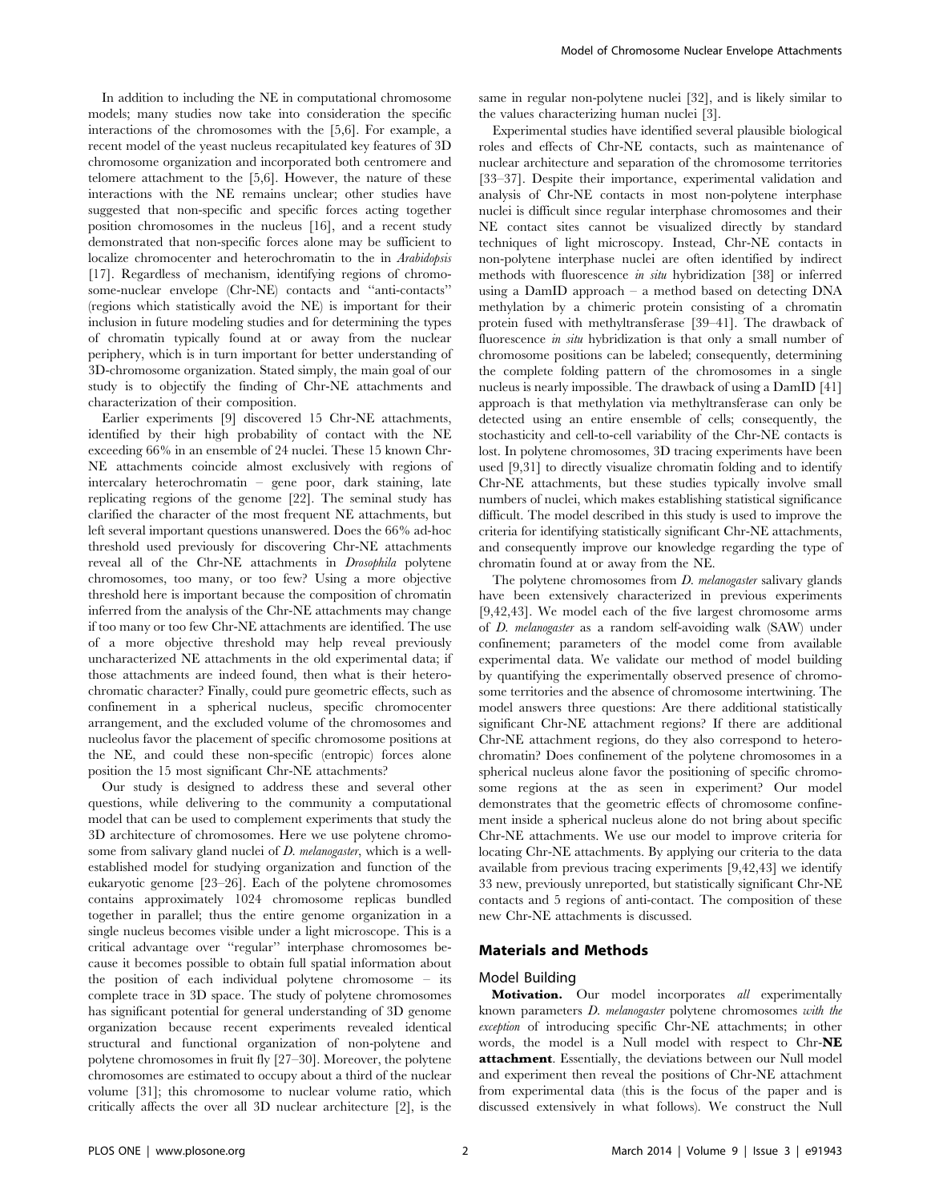In addition to including the NE in computational chromosome models; many studies now take into consideration the specific interactions of the chromosomes with the [5,6]. For example, a recent model of the yeast nucleus recapitulated key features of 3D chromosome organization and incorporated both centromere and telomere attachment to the [5,6]. However, the nature of these interactions with the NE remains unclear; other studies have suggested that non-specific and specific forces acting together position chromosomes in the nucleus [16], and a recent study demonstrated that non-specific forces alone may be sufficient to localize chromocenter and heterochromatin to the in *Arabidopsis* [17]. Regardless of mechanism, identifying regions of chromosome-nuclear envelope (Chr-NE) contacts and "anti-contacts" (regions which statistically avoid the NE) is important for their inclusion in future modeling studies and for determining the types of chromatin typically found at or away from the nuclear periphery, which is in turn important for better understanding of 3D-chromosome organization. Stated simply, the main goal of our study is to objectify the finding of Chr-NE attachments and characterization of their composition.

Earlier experiments [9] discovered 15 Chr-NE attachments, identified by their high probability of contact with the NE exceeding 66% in an ensemble of 24 nuclei. These 15 known Chr-NE attachments coincide almost exclusively with regions of intercalary heterochromatin – gene poor, dark staining, late replicating regions of the genome [22]. The seminal study has clarified the character of the most frequent NE attachments, but left several important questions unanswered. Does the 66% ad-hoc threshold used previously for discovering Chr-NE attachments reveal all of the Chr-NE attachments in *Drosophila* polytene chromosomes, too many, or too few? Using a more objective threshold here is important because the composition of chromatin inferred from the analysis of the Chr-NE attachments may change if too many or too few Chr-NE attachments are identified. The use of a more objective threshold may help reveal previously uncharacterized NE attachments in the old experimental data; if those attachments are indeed found, then what is their heterochromatic character? Finally, could pure geometric effects, such as confinement in a spherical nucleus, specific chromocenter arrangement, and the excluded volume of the chromosomes and nucleolus favor the placement of specific chromosome positions at the NE, and could these non-specific (entropic) forces alone position the 15 most significant Chr-NE attachments?

Our study is designed to address these and several other questions, while delivering to the community a computational model that can be used to complement experiments that study the 3D architecture of chromosomes. Here we use polytene chromosome from salivary gland nuclei of *D. melanogaster*, which is a well-established model for studying organization and function of the eukaryotic genome [23–26]. Each of the polytene chromosomes contains approximately 1024 chromosome replicas bundled together in parallel; thus the entire genome organization in a single nucleus becomes visible under a light microscope. This is a critical advantage over "regular" interphase chromosomes because it becomes possible to obtain full spatial information about the position of each individual polytene chromosome – its complete trace in 3D space. The study of polytene chromosomes has significant potential for general understanding of 3D genome organization because recent experiments revealed identical structural and functional organization of non-polytene and polytene chromosomes in fruit fly [27–30]. Moreover, the polytene chromosomes are estimated to occupy about a third of the nuclear volume [31]; this chromosome to nuclear volume ratio, which critically affects the over all 3D nuclear architecture [2], is the same in regular non-polytene nuclei [32], and is likely similar to the values characterizing human nuclei [3].

Experimental studies have identified several plausible biological roles and effects of Chr-NE contacts, such as maintenance of nuclear architecture and separation of the chromosome territories [33–37]. Despite their importance, experimental validation and analysis of Chr-NE contacts in most non-polytene interphase nuclei is difficult since regular interphase chromosomes and their NE contact sites cannot be visualized directly by standard techniques of light microscopy. Instead, Chr-NE contacts in non-polytene interphase nuclei are often identified by indirect methods with fluorescence *in situ* hybridization [38] or inferred using a DamID approach – a method based on detecting DNA methylation by a chimeric protein consisting of a chromatin protein fused with methyltransferase [39–41]. The drawback of fluorescence *in situ* hybridization is that only a small number of chromosome positions can be labeled; consequently, determining the complete folding pattern of the chromosomes in a single nucleus is nearly impossible. The drawback of using a DamID [41] approach is that methylation via methyltransferase can only be detected using an entire ensemble of cells; consequently, the stochasticity and cell-to-cell variability of the Chr-NE contacts is lost. In polytene chromosomes, 3D tracing experiments have been used [9,31] to directly visualize chromatin folding and to identify Chr-NE attachments, but these studies typically involve small numbers of nuclei, which makes establishing statistical significance difficult. The model described in this study is used to improve the criteria for identifying statistically significant Chr-NE attachments, and consequently improve our knowledge regarding the type of chromatin found at or away from the NE.

The polytene chromosomes from *D. melanogaster* salivary glands have been extensively characterized in previous experiments [9,42,43]. We model each of the five largest chromosome arms of *D. melanogaster* as a random self-avoiding walk (SAW) under confinement; parameters of the model come from available experimental data. We validate our method of model building by quantifying the experimentally observed presence of chromosome territories and the absence of chromosome intertwining. The model answers three questions: Are there additional statistically significant Chr-NE attachment regions? If there are additional Chr-NE attachment regions, do they also correspond to heterochromatin? Does confinement of the polytene chromosomes in a spherical nucleus alone favor the positioning of specific chromosome regions at the as seen in experiment? Our model demonstrates that the geometric effects of chromosome confinement inside a spherical nucleus alone do not bring about specific Chr-NE attachments. We use our model to improve criteria for locating Chr-NE attachments. By applying our criteria to the data available from previous tracing experiments [9,42,43] we identify 33 new, previously unreported, but statistically significant Chr-NE contacts and 5 regions of anti-contact. The composition of these new Chr-NE attachments is discussed.

## Materials and Methods

### Model Building

**Motivation.** Our model incorporates *all* experimentally known parameters *D. melanogaster* polytene chromosomes *with the exception* of introducing specific Chr-NE attachments; in other words, the model is a Null model with respect to Chr-**NE attachment**. Essentially, the deviations between our Null model and experiment then reveal the positions of Chr-NE attachment from experimental data (this is the focus of the paper and is discussed extensively in what follows). We construct the Null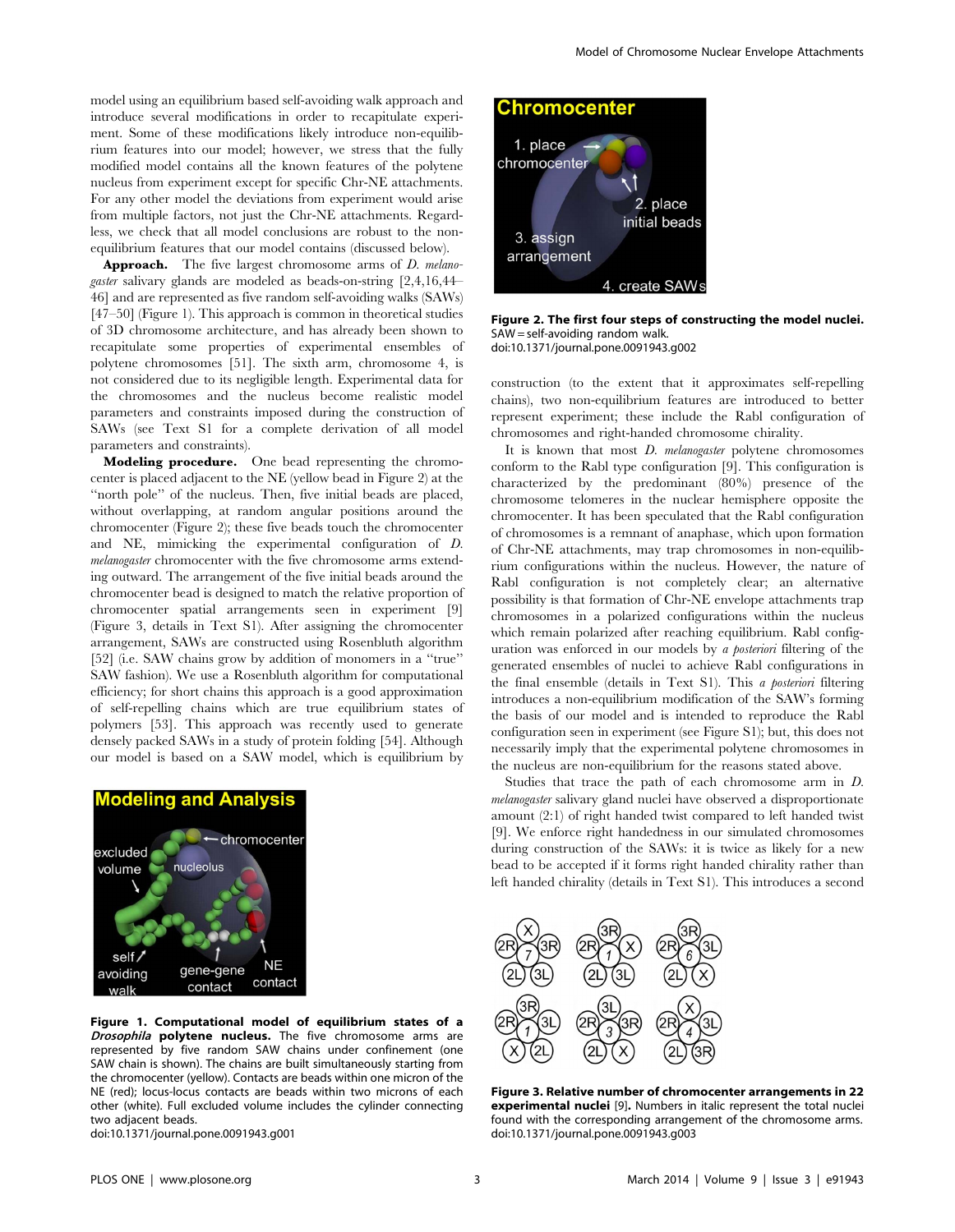model using an equilibrium based self-avoiding walk approach and introduce several modifications in order to recapitulate experiment. Some of these modifications likely introduce non-equilibrium features into our model; however, we stress that the fully modified model contains all the known features of the polytene nucleus from experiment except for specific Chr-NE attachments. For any other model the deviations from experiment would arise from multiple factors, not just the Chr-NE attachments. Regardless, we check that all model conclusions are robust to the non-equilibrium features that our model contains (discussed below).

**Approach.** The five largest chromosome arms of *D. melanogaster* salivary glands are modeled as beads-on-string [2,4,16,44–46] and are represented as five random self-avoiding walks (SAWs) [47–50] (Figure 1). This approach is common in theoretical studies of 3D chromosome architecture, and has already been shown to recapitulate some properties of experimental ensembles of polytene chromosomes [51]. The sixth arm, chromosome 4, is not considered due to its negligible length. Experimental data for the chromosomes and the nucleus become realistic model parameters and constraints imposed during the construction of SAWs (see Text S1 for a complete derivation of all model parameters and constraints).

**Modeling procedure.** One bead representing the chromocenter is placed adjacent to the NE (yellow bead in Figure 2) at the "north pole" of the nucleus. Then, five initial beads are placed, without overlapping, at random angular positions around the chromocenter (Figure 2); these five beads touch the chromocenter and NE, mimicking the experimental configuration of *D. melanogaster* chromocenter with the five chromosome arms extending outward. The arrangement of the five initial beads around the chromocenter bead is designed to match the relative proportion of chromocenter spatial arrangements seen in experiment [9] (Figure 3, details in Text S1). After assigning the chromocenter arrangement, SAWs are constructed using Rosenbluth algorithm [52] (i.e. SAW chains grow by addition of monomers in a "true" SAW fashion). We use a Rosenbluth algorithm for computational efficiency; for short chains this approach is a good approximation of self-repelling chains which are true equilibrium states of polymers [53]. This approach was recently used to generate densely packed SAWs in a study of protein folding [54]. Although our model is based on a SAW model, which is equilibrium by construction (to the extent that it approximates self-repelling chains), two non-equilibrium features are introduced to better represent experiment; these include the Rabl configuration of chromosomes and right-handed chromosome chirality.

**Figure 1. Computational model of equilibrium states of a *Drosophila* polytene nucleus.** The five chromosome arms are represented by five random SAW chains under confinement (one SAW chain is shown). The chains are built simultaneously starting from the chromocenter (yellow). Contacts are beads within one micron of the NE (red); locus-locus contacts are beads within two microns of each other (white). Full excluded volume includes the cylinder connecting two adjacent beads.
doi:10.1371/journal.pone.0091943.g001

**Figure 2. The first four steps of constructing the model nuclei.** SAW = self-avoiding random walk.
doi:10.1371/journal.pone.0091943.g002

It is known that most *D. melanogaster* polytene chromosomes conform to the Rabl type configuration [9]. This configuration is characterized by the predominant (80%) presence of the chromosome telomeres in the nuclear hemisphere opposite the chromocenter. It has been speculated that the Rabl configuration of chromosomes is a remnant of anaphase, which upon formation of Chr-NE attachments, may trap chromosomes in non-equilibrium configurations within the nucleus. However, the nature of Rabl configuration is not completely clear; an alternative possibility is that formation of Chr-NE envelope attachments trap chromosomes in a polarized configurations within the nucleus which remain polarized after reaching equilibrium. Rabl configuration was enforced in our models by *a posteriori* filtering of the generated ensembles of nuclei to achieve Rabl configurations in the final ensemble (details in Text S1). This *a posteriori* filtering introduces a non-equilibrium modification of the SAW's forming the basis of our model and is intended to reproduce the Rabl configuration seen in experiment (see Figure S1); but, this does not necessarily imply that the experimental polytene chromosomes in the nucleus are non-equilibrium for the reasons stated above.

Studies that trace the path of each chromosome arm in *D. melanogaster* salivary gland nuclei have observed a disproportionate amount (2:1) of right handed twist compared to left handed twist [9]. We enforce right handedness in our simulated chromosomes during construction of the SAWs: it is twice as likely for a new bead to be accepted if it forms right handed chirality rather than left handed chirality (details in Text S1). This introduces a second

**Figure 3. Relative number of chromocenter arrangements in 22 experimental nuclei** [9]**.** Numbers in italic represent the total nuclei found with the corresponding arrangement of the chromosome arms.
doi:10.1371/journal.pone.0091943.g003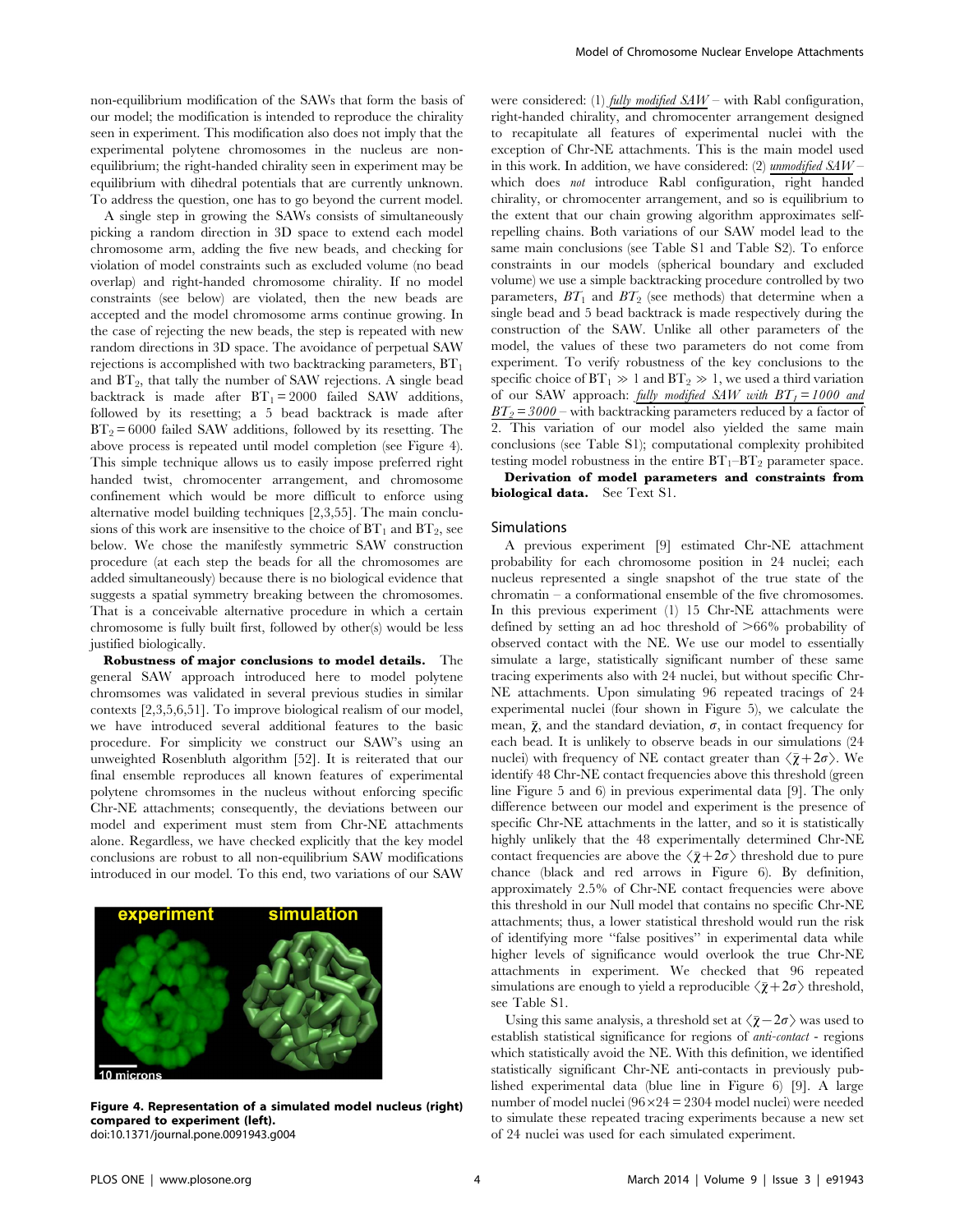non-equilibrium modification of the SAWs that form the basis of our model; the modification is intended to reproduce the chirality seen in experiment. This modification also does not imply that the experimental polytene chromosomes in the nucleus are non-equilibrium; the right-handed chirality seen in experiment may be equilibrium with dihedral potentials that are currently unknown. To address the question, one has to go beyond the current model.

A single step in growing the SAWs consists of simultaneously picking a random direction in 3D space to extend each model chromosome arm, adding the five new beads, and checking for violation of model constraints such as excluded volume (no bead overlap) and right-handed chromosome chirality. If no model constraints (see below) are violated, then the new beads are accepted and the model chromosome arms continue growing. In the case of rejecting the new beads, the step is repeated with new random directions in 3D space. The avoidance of perpetual SAW rejections is accomplished with two backtracking parameters, $BT_1$ and $BT_2$, that tally the number of SAW rejections. A single bead backtrack is made after $BT_1 = 2000$ failed SAW additions, followed by its resetting; a 5 bead backtrack is made after $BT_2 = 6000$ failed SAW additions, followed by its resetting. The above process is repeated until model completion (see Figure 4). This simple technique allows us to easily impose preferred right handed twist, chromocenter arrangement, and chromosome confinement which would be more difficult to enforce using alternative model building techniques [2,3,55]. The main conclusions of this work are insensitive to the choice of $BT_1$ and $BT_2$, see below. We chose the manifestly symmetric SAW construction procedure (at each step the beads for all the chromosomes are added simultaneously) because there is no biological evidence that suggests a spatial symmetry breaking between the chromosomes. That is a conceivable alternative procedure in which a certain chromosome is fully built first, followed by other(s) would be less justified biologically.

**Robustness of major conclusions to model details.** The general SAW approach introduced here to model polytene chromsomes was validated in several previous studies in similar contexts [2,3,5,6,51]. To improve biological realism of our model, we have introduced several additional features to the basic procedure. For simplicity we construct our SAW's using an unweighted Rosenbluth algorithm [52]. It is reiterated that our final ensemble reproduces all known features of experimental polytene chromsomes in the nucleus without enforcing specific Chr-NE attachments; consequently, the deviations between our model and experiment must stem from Chr-NE attachments alone. Regardless, we have checked explicitly that the key model conclusions are robust to all non-equilibrium SAW modifications introduced in our model. To this end, two variations of our SAW were considered: (1) *fully modified SAW* – with Rabl configuration, right-handed chirality, and chromocenter arrangement designed to recapitulate all features of experimental nuclei with the exception of Chr-NE attachments. This is the main model used in this work. In addition, we have considered: (2) *unmodified SAW* – which does *not* introduce Rabl configuration, right handed chirality, or chromocenter arrangement, and so is equilibrium to the extent that our chain growing algorithm approximates self-repelling chains. Both variations of our SAW model lead to the same main conclusions (see Table S1 and Table S2). To enforce constraints in our models (spherical boundary and excluded volume) we use a simple backtracking procedure controlled by two parameters, $BT_1$ and $BT_2$ (see methods) that determine when a single bead and 5 bead backtrack is made respectively during the construction of the SAW. Unlike all other parameters of the model, the values of these two parameters do not come from experiment. To verify robustness of the key conclusions to the specific choice of $BT_1 \gg 1$ and $BT_2 \gg 1$, we used a third variation of our SAW approach: *fully modified SAW with $BT_1 = 1000$ and $BT_2 = 3000$* – with backtracking parameters reduced by a factor of 2. This variation of our model also yielded the same main conclusions (see Table S1); computational complexity prohibited testing model robustness in the entire $BT_1$–$BT_2$ parameter space.

**Derivation of model parameters and constraints from biological data.** See Text S1.

Figure 4. Representation of a simulated model nucleus (right) compared to experiment (left).
doi:10.1371/journal.pone.0091943.g004

## Simulations

A previous experiment [9] estimated Chr-NE attachment probability for each chromosome position in 24 nuclei; each nucleus represented a single snapshot of the true state of the chromatin – a conformational ensemble of the five chromosomes. In this previous experiment (1) 15 Chr-NE attachments were defined by setting an ad hoc threshold of >66% probability of observed contact with the NE. We use our model to essentially simulate a large, statistically significant number of these same tracing experiments also with 24 nuclei, but without specific Chr-NE attachments. Upon simulating 96 repeated tracings of 24 experimental nuclei (four shown in Figure 5), we calculate the mean, $\bar{\chi}$, and the standard deviation, $\sigma$, in contact frequency for each bead. It is unlikely to observe beads in our simulations (24 nuclei) with frequency of NE contact greater than $\langle \bar{\chi} + 2\sigma \rangle$. We identify 48 Chr-NE contact frequencies above this threshold (green line Figure 5 and 6) in previous experimental data [9]. The only difference between our model and experiment is the presence of specific Chr-NE attachments in the latter, and so it is statistically highly unlikely that the 48 experimentally determined Chr-NE contact frequencies are above the $\langle \bar{\chi} + 2\sigma \rangle$ threshold due to pure chance (black and red arrows in Figure 6). By definition, approximately 2.5% of Chr-NE contact frequencies were above this threshold in our Null model that contains no specific Chr-NE attachments; thus, a lower statistical threshold would run the risk of identifying more "false positives" in experimental data while higher levels of significance would overlook the true Chr-NE attachments in experiment. We checked that 96 repeated simulations are enough to yield a reproducible $\langle \bar{\chi} + 2\sigma \rangle$ threshold, see Table S1.

Using this same analysis, a threshold set at $\langle \bar{\chi} - 2\sigma \rangle$ was used to establish statistical significance for regions of *anti-contact* - regions which statistically avoid the NE. With this definition, we identified statistically significant Chr-NE anti-contacts in previously published experimental data (blue line in Figure 6) [9]. A large number of model nuclei ($96 \times 24 = 2304$ model nuclei) were needed to simulate these repeated tracing experiments because a new set of 24 nuclei was used for each simulated experiment.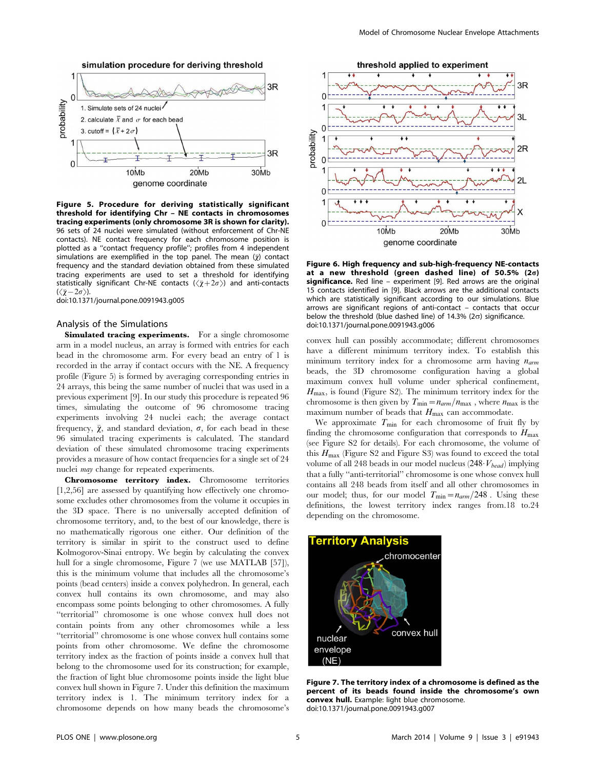**Figure 5. Procedure for deriving statistically significant threshold for identifying Chr – NE contacts in chromosomes tracing experiments (only chromosome 3R is shown for clarity).** 96 sets of 24 nuclei were simulated (without enforcement of Chr-NE contacts). NE contact frequency for each chromosome position is plotted as a "contact frequency profile"; profiles from 4 independent simulations are exemplified in the top panel. The mean ($\bar{\chi}$) contact frequency and the standard deviation obtained from these simulated tracing experiments are used to set a threshold for identifying statistically significant Chr-NE contacts ($\langle\bar{\chi}+2\sigma\rangle$) and anti-contacts ($\langle\bar{\chi}-2\sigma\rangle$).
doi:10.1371/journal.pone.0091943.g005

**Figure 6. High frequency and sub-high-frequency NE-contacts at a new threshold (green dashed line) of 50.5% (2σ) significance.** Red line – experiment [9]. Red arrows are the original 15 contacts identified in [9]. Black arrows are the additional contacts which are statistically significant according to our simulations. Blue arrows are significant regions of anti-contact – contacts that occur below the threshold (blue dashed line) of 14.3% (2σ) significance.
doi:10.1371/journal.pone.0091943.g006

## Analysis of the Simulations

**Simulated tracing experiments.** For a single chromosome arm in a model nucleus, an array is formed with entries for each bead in the chromosome arm. For every bead an entry of 1 is recorded in the array if contact occurs with the NE. A frequency profile (Figure 5) is formed by averaging corresponding entries in 24 arrays, this being the same number of nuclei that was used in a previous experiment [9]. In our study this procedure is repeated 96 times, simulating the outcome of 96 chromosome tracing experiments involving 24 nuclei each; the average contact frequency, $\bar{\chi}$, and standard deviation, $\sigma$, for each bead in these 96 simulated tracing experiments is calculated. The standard deviation of these simulated chromosome tracing experiments provides a measure of how contact frequencies for a single set of 24 nuclei *may* change for repeated experiments.

**Chromosome territory index.** Chromosome territories [1,2,56] are assessed by quantifying how effectively one chromosome excludes other chromosomes from the volume it occupies in the 3D space. There is no universally accepted definition of chromosome territory, and, to the best of our knowledge, there is no mathematically rigorous one either. Our definition of the territory is similar in spirit to the construct used to define Kolmogorov-Sinai entropy. We begin by calculating the convex hull for a single chromosome, Figure 7 (we use MATLAB [57]), this is the minimum volume that includes all the chromosome's points (bead centers) inside a convex polyhedron. In general, each convex hull contains its own chromosome, and may also encompass some points belonging to other chromosomes. A fully "territorial" chromosome is one whose convex hull does not contain points from any other chromosomes while a less "territorial" chromosome is one whose convex hull contains some points from other chromosome. We define the chromosome territory index as the fraction of points inside a convex hull that belong to the chromosome used for its construction; for example, the fraction of light blue chromosome points inside the light blue convex hull shown in Figure 7. Under this definition the maximum territory index is 1. The minimum territory index for a chromosome depends on how many beads the chromosome's convex hull can possibly accommodate; different chromosomes have a different minimum territory index. To establish this minimum territory index for a chromosome arm having $n_{arm}$ beads, the 3D chromosome configuration having a global maximum convex hull volume under spherical confinement, $H_{\max}$, is found (Figure S2). The minimum territory index for the chromosome is then given by $T_{\min}=n_{arm}/n_{\max}$ , where $n_{\max}$ is the maximum number of beads that $H_{\max}$ can accommodate.

We approximate $T_{\min}$ for each chromosome of fruit fly by finding the chromosome configuration that corresponds to $H_{\max}$ (see Figure S2 for details). For each chromosome, the volume of this $H_{\max}$ (Figure S2 and Figure S3) was found to exceed the total volume of all 248 beads in our model nucleus ($248\cdot V_{bead}$) implying that a fully "anti-territorial" chromosome is one whose convex hull contains all 248 beads from itself and all other chromosomes in our model; thus, for our model $T_{\min}=n_{arm}/248$ . Using these definitions, the lowest territory index ranges from.18 to.24 depending on the chromosome.

**Figure 7. The territory index of a chromosome is defined as the percent of its beads found inside the chromosome's own convex hull.** Example: light blue chromosome.
doi:10.1371/journal.pone.0091943.g007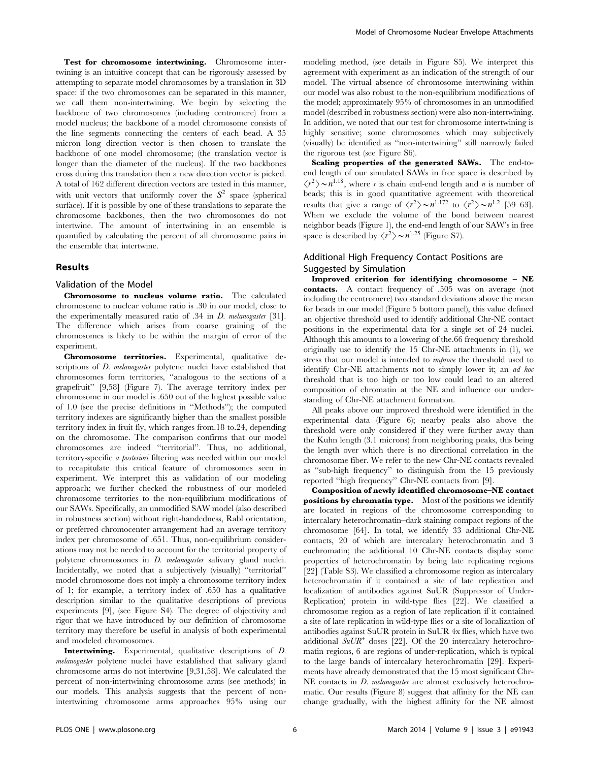**Test for chromosome intertwining.** Chromosome intertwining is an intuitive concept that can be rigorously assessed by attempting to separate model chromosomes by a translation in 3D space: if the two chromosomes can be separated in this manner, we call them non-intertwining. We begin by selecting the backbone of two chromosomes (including centromere) from a model nucleus; the backbone of a model chromosome consists of the line segments connecting the centers of each bead. A 35 micron long direction vector is then chosen to translate the backbone of one model chromosome; (the translation vector is longer than the diameter of the nucleus). If the two backbones cross during this translation then a new direction vector is picked. A total of 162 different direction vectors are tested in this manner, with unit vectors that uniformly cover the $S^2$ space (spherical surface). If it is possible by one of these translations to separate the chromosome backbones, then the two chromosomes do not intertwine. The amount of intertwining in an ensemble is quantified by calculating the percent of all chromosome pairs in the ensemble that intertwine.

## Results

### Validation of the Model

**Chromosome to nucleus volume ratio.** The calculated chromosome to nuclear volume ratio is .30 in our model, close to the experimentally measured ratio of .34 in *D. melanogaster* [31]. The difference which arises from coarse graining of the chromosomes is likely to be within the margin of error of the experiment.

**Chromosome territories.** Experimental, qualitative descriptions of *D. melanogaster* polytene nuclei have established that chromosomes form territories, "analogous to the sections of a grapefruit" [9,58] (Figure 7). The average territory index per chromosome in our model is .650 out of the highest possible value of 1.0 (see the precise definitions in "Methods"); the computed territory indexes are significantly higher than the smallest possible territory index in fruit fly, which ranges from.18 to.24, depending on the chromosome. The comparison confirms that our model chromosomes are indeed "territorial". Thus, no additional, territory-specific *a posteriori* filtering was needed within our model to recapitulate this critical feature of chromosomes seen in experiment. We interpret this as validation of our modeling approach; we further checked the robustness of our modeled chromosome territories to the non-equilibrium modifications of our SAWs. Specifically, an unmodified SAW model (also described in robustness section) without right-handedness, Rabl orientation, or preferred chromocenter arrangement had an average territory index per chromosome of .651. Thus, non-equilibrium considerations may not be needed to account for the territorial property of polytene chromosomes in *D. melanogaster* salivary gland nuclei. Incidentally, we noted that a subjectively (visually) "territorial" model chromosome does not imply a chromosome territory index of 1; for example, a territory index of .650 has a qualitative description similar to the qualitative descriptions of previous experiments [9], (see Figure S4). The degree of objectivity and rigor that we have introduced by our definition of chromosome territory may therefore be useful in analysis of both experimental and modeled chromosomes.

**Intertwining.** Experimental, qualitative descriptions of *D. melanogaster* polytene nuclei have established that salivary gland chromosome arms do not intertwine [9,31,58]. We calculated the percent of non-intertwining chromosome arms (see methods) in our models. This analysis suggests that the percent of non-intertwining chromosome arms approaches 95% using our modeling method, (see details in Figure S5). We interpret this agreement with experiment as an indication of the strength of our model. The virtual absence of chromosome intertwining within our model was also robust to the non-equilibrium modifications of the model; approximately 95% of chromosomes in an unmodified model (described in robustness section) were also non-intertwining. In addition, we noted that our test for chromosome intertwining is highly sensitive; some chromosomes which may subjectively (visually) be identified as "non-intertwining" still narrowly failed the rigorous test (see Figure S6).

**Scaling properties of the generated SAWs.** The end-to-end length of our simulated SAWs in free space is described by $\langle r^2 \rangle \sim n^{1.18}$, where $r$ is chain end-end length and $n$ is number of beads; this is in good quantitative agreement with theoretical results that give a range of $\langle r^2 \rangle \sim n^{1.172}$ to $\langle r^2 \rangle \sim n^{1.2}$ [59–63]. When we exclude the volume of the bond between nearest neighbor beads (Figure 1), the end-end length of our SAW's in free space is described by $\langle r^2 \rangle \sim n^{1.25}$ (Figure S7).

### Additional High Frequency Contact Positions are Suggested by Simulation

**Improved criterion for identifying chromosome – NE contacts.** A contact frequency of .505 was on average (not including the centromere) two standard deviations above the mean for beads in our model (Figure 5 bottom panel), this value defined an objective threshold used to identify additional Chr-NE contact positions in the experimental data for a single set of 24 nuclei. Although this amounts to a lowering of the.66 frequency threshold originally use to identify the 15 Chr-NE attachments in (1), we stress that our model is intended to *improve* the threshold used to identify Chr-NE attachments not to simply lower it; an *ad hoc* threshold that is too high or too low could lead to an altered composition of chromatin at the NE and influence our understanding of Chr-NE attachment formation.

All peaks above our improved threshold were identified in the experimental data (Figure 6); nearby peaks also above the threshold were only considered if they were further away than the Kuhn length (3.1 microns) from neighboring peaks, this being the length over which there is no directional correlation in the chromosome fiber. We refer to the new Chr-NE contacts revealed as "sub-high frequency" to distinguish from the 15 previously reported "high frequency" Chr-NE contacts from [9].

**Composition of newly identified chromosome–NE contact positions by chromatin type.** Most of the positions we identify are located in regions of the chromosome corresponding to intercalary heterochromatin–dark staining compact regions of the chromosome [64]. In total, we identify 33 additional Chr-NE contacts, 20 of which are intercalary heterochromatin and 3 euchromatin; the additional 10 Chr-NE contacts display some properties of heterochromatin by being late replicating regions [22] (Table S3). We classified a chromosome region as intercalary heterochromatin if it contained a site of late replication and localization of antibodies against SuUR (Suppressor of Under-Replication) protein in wild-type flies [22]. We classified a chromosome region as a region of late replication if it contained a site of late replication in wild-type flies or a site of localization of antibodies against SuUR protein in SuUR 4x flies, which have two additional $SuUR^{+}$ doses [22]. Of the 20 intercalary heterochromatin regions, 6 are regions of under-replication, which is typical to the large bands of intercalary heterochromatin [29]. Experiments have already demonstrated that the 15 most significant Chr-NE contacts in *D. melanogaster* are almost exclusively heterochromatic. Our results (Figure 8) suggest that affinity for the NE can change gradually, with the highest affinity for the NE almost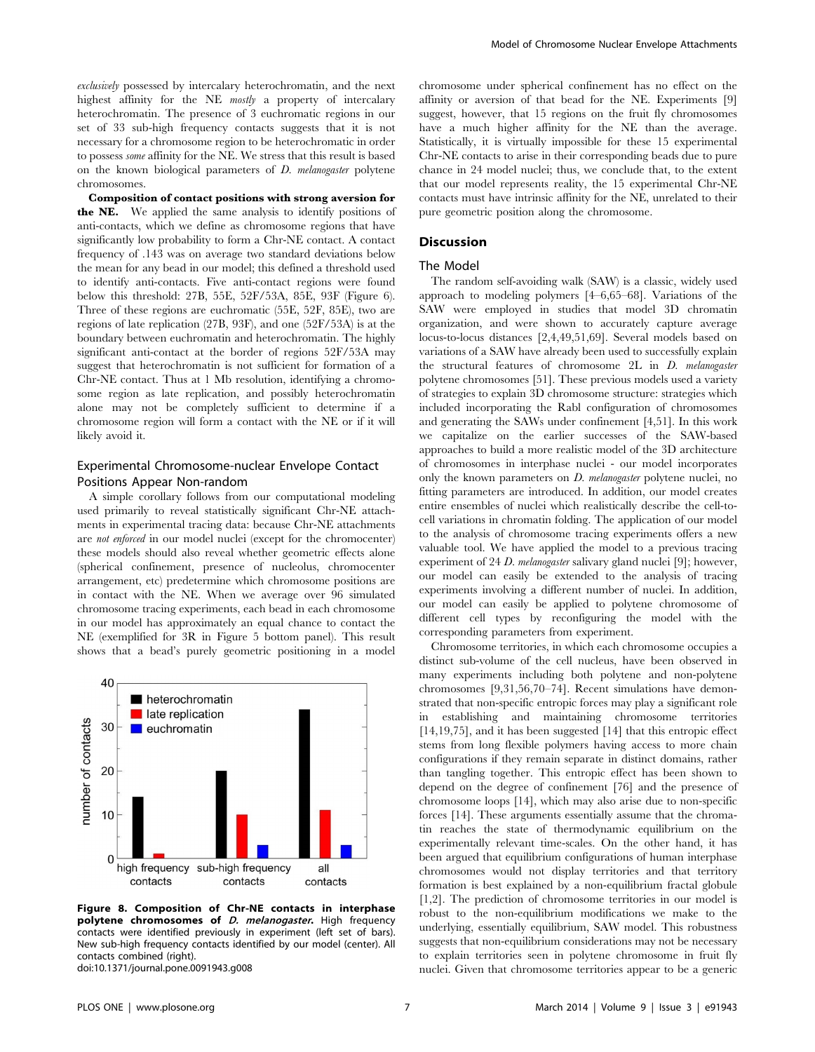*exclusively* possessed by intercalary heterochromatin, and the next highest affinity for the NE *mostly* a property of intercalary heterochromatin. The presence of 3 euchromatic regions in our set of 33 sub-high frequency contacts suggests that it is not necessary for a chromosome region to be heterochromatic in order to possess *some* affinity for the NE. We stress that this result is based on the known biological parameters of *D. melanogaster* polytene chromosomes.

**Composition of contact positions with strong aversion for the NE.** We applied the same analysis to identify positions of anti-contacts, which we define as chromosome regions that have significantly low probability to form a Chr-NE contact. A contact frequency of .143 was on average two standard deviations below the mean for any bead in our model; this defined a threshold used to identify anti-contacts. Five anti-contact regions were found below this threshold: 27B, 55E, 52F/53A, 85E, 93F (Figure 6). Three of these regions are euchromatic (55E, 52F, 85E), two are regions of late replication (27B, 93F), and one (52F/53A) is at the boundary between euchromatin and heterochromatin. The highly significant anti-contact at the border of regions 52F/53A may suggest that heterochromatin is not sufficient for formation of a Chr-NE contact. Thus at 1 Mb resolution, identifying a chromosome region as late replication, and possibly heterochromatin alone may not be completely sufficient to determine if a chromosome region will form a contact with the NE or if it will likely avoid it.

## Experimental Chromosome-nuclear Envelope Contact Positions Appear Non-random

A simple corollary follows from our computational modeling used primarily to reveal statistically significant Chr-NE attachments in experimental tracing data: because Chr-NE attachments are *not enforced* in our model nuclei (except for the chromocenter) these models should also reveal whether geometric effects alone (spherical confinement, presence of nucleolus, chromocenter arrangement, etc) predetermine which chromosome positions are in contact with the NE. When we average over 96 simulated chromosome tracing experiments, each bead in each chromosome in our model has approximately an equal chance to contact the NE (exemplified for 3R in Figure 5 bottom panel). This result shows that a bead's purely geometric positioning in a model chromosome under spherical confinement has no effect on the affinity or aversion of that bead for the NE. Experiments [9] suggest, however, that 15 regions on the fruit fly chromosomes have a much higher affinity for the NE than the average. Statistically, it is virtually impossible for these 15 experimental Chr-NE contacts to arise in their corresponding beads due to pure chance in 24 model nuclei; thus, we conclude that, to the extent that our model represents reality, the 15 experimental Chr-NE contacts must have intrinsic affinity for the NE, unrelated to their pure geometric position along the chromosome.

**Figure 8. Composition of Chr-NE contacts in interphase polytene chromosomes of *D. melanogaster*.** High frequency contacts were identified previously in experiment (left set of bars). New sub-high frequency contacts identified by our model (center). All contacts combined (right).
doi:10.1371/journal.pone.0091943.g008

# Discussion

## The Model

The random self-avoiding walk (SAW) is a classic, widely used approach to modeling polymers [4–6,65–68]. Variations of the SAW were employed in studies that model 3D chromatin organization, and were shown to accurately capture average locus-to-locus distances [2,4,49,51,69]. Several models based on variations of a SAW have already been used to successfully explain the structural features of chromosome 2L in *D. melanogaster* polytene chromosomes [51]. These previous models used a variety of strategies to explain 3D chromosome structure: strategies which included incorporating the Rabl configuration of chromosomes and generating the SAWs under confinement [4,51]. In this work we capitalize on the earlier successes of the SAW-based approaches to build a more realistic model of the 3D architecture of chromosomes in interphase nuclei - our model incorporates only the known parameters on *D. melanogaster* polytene nuclei, no fitting parameters are introduced. In addition, our model creates entire ensembles of nuclei which realistically describe the cell-to-cell variations in chromatin folding. The application of our model to the analysis of chromosome tracing experiments offers a new valuable tool. We have applied the model to a previous tracing experiment of 24 *D. melanogaster* salivary gland nuclei [9]; however, our model can easily be extended to the analysis of tracing experiments involving a different number of nuclei. In addition, our model can easily be applied to polytene chromosome of different cell types by reconfiguring the model with the corresponding parameters from experiment.

Chromosome territories, in which each chromosome occupies a distinct sub-volume of the cell nucleus, have been observed in many experiments including both polytene and non-polytene chromosomes [9,31,56,70–74]. Recent simulations have demonstrated that non-specific entropic forces may play a significant role in establishing and maintaining chromosome territories [14,19,75], and it has been suggested [14] that this entropic effect stems from long flexible polymers having access to more chain configurations if they remain separate in distinct domains, rather than tangling together. This entropic effect has been shown to depend on the degree of confinement [76] and the presence of chromosome loops [14], which may also arise due to non-specific forces [14]. These arguments essentially assume that the chromatin reaches the state of thermodynamic equilibrium on the experimentally relevant time-scales. On the other hand, it has been argued that equilibrium configurations of human interphase chromosomes would not display territories and that territory formation is best explained by a non-equilibrium fractal globule [1,2]. The prediction of chromosome territories in our model is robust to the non-equilibrium modifications we make to the underlying, essentially equilibrium, SAW model. This robustness suggests that non-equilibrium considerations may not be necessary to explain territories seen in polytene chromosome in fruit fly nuclei. Given that chromosome territories appear to be a generic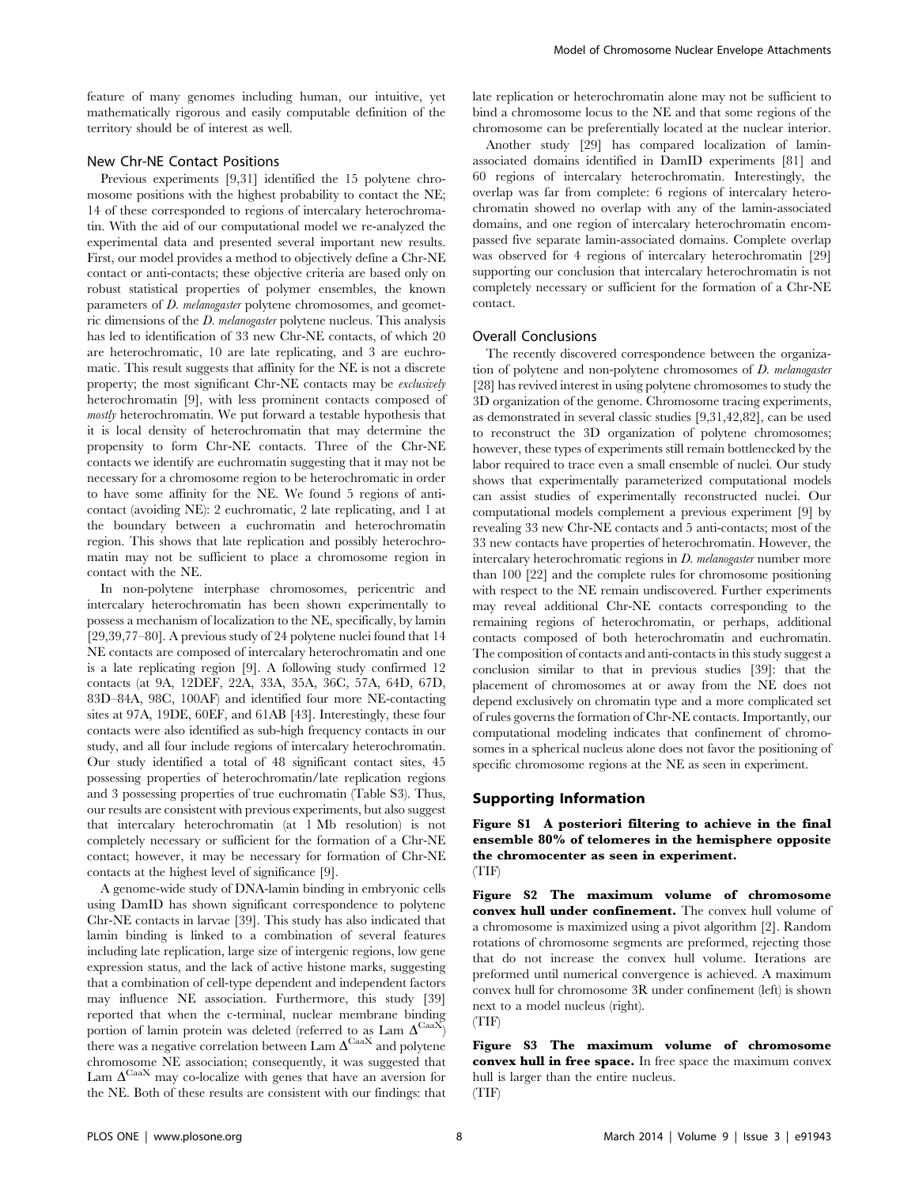feature of many genomes including human, our intuitive, yet mathematically rigorous and easily computable definition of the territory should be of interest as well.

### New Chr-NE Contact Positions

Previous experiments [9,31] identified the 15 polytene chromosome positions with the highest probability to contact the NE; 14 of these corresponded to regions of intercalary heterochromatin. With the aid of our computational model we re-analyzed the experimental data and presented several important new results. First, our model provides a method to objectively define a Chr-NE contact or anti-contacts; these objective criteria are based only on robust statistical properties of polymer ensembles, the known parameters of *D. melanogaster* polytene chromosomes, and geometric dimensions of the *D. melanogaster* polytene nucleus. This analysis has led to identification of 33 new Chr-NE contacts, of which 20 are heterochromatic, 10 are late replicating, and 3 are euchromatic. This result suggests that affinity for the NE is not a discrete property; the most significant Chr-NE contacts may be *exclusively* heterochromatin [9], with less prominent contacts composed of *mostly* heterochromatin. We put forward a testable hypothesis that it is local density of heterochromatin that may determine the propensity to form Chr-NE contacts. Three of the Chr-NE contacts we identify are euchromatin suggesting that it may not be necessary for a chromosome region to be heterochromatic in order to have some affinity for the NE. We found 5 regions of anti-contact (avoiding NE): 2 euchromatic, 2 late replicating, and 1 at the boundary between a euchromatin and heterochromatin region. This shows that late replication and possibly heterochromatin may not be sufficient to place a chromosome region in contact with the NE.

In non-polytene interphase chromosomes, pericentric and intercalary heterochromatin has been shown experimentally to possess a mechanism of localization to the NE, specifically, by lamin [29,39,77–80]. A previous study of 24 polytene nuclei found that 14 NE contacts are composed of intercalary heterochromatin and one is a late replicating region [9]. A following study confirmed 12 contacts (at 9A, 12DEF, 22A, 33A, 35A, 36C, 57A, 64D, 67D, 83D–84A, 98C, 100AF) and identified four more NE-contacting sites at 97A, 19DE, 60EF, and 61AB [43]. Interestingly, these four contacts were also identified as sub-high frequency contacts in our study, and all four include regions of intercalary heterochromatin. Our study identified a total of 48 significant contact sites, 45 possessing properties of heterochromatin/late replication regions and 3 possessing properties of true euchromatin (Table S3). Thus, our results are consistent with previous experiments, but also suggest that intercalary heterochromatin (at 1 Mb resolution) is not completely necessary or sufficient for the formation of a Chr-NE contact; however, it may be necessary for formation of Chr-NE contacts at the highest level of significance [9].

A genome-wide study of DNA-lamin binding in embryonic cells using DamID has shown significant correspondence to polytene Chr-NE contacts in larvae [39]. This study has also indicated that lamin binding is linked to a combination of several features including late replication, large size of intergenic regions, low gene expression status, and the lack of active histone marks, suggesting that a combination of cell-type dependent and independent factors may influence NE association. Furthermore, this study [39] reported that when the c-terminal, nuclear membrane binding portion of lamin protein was deleted (referred to as Lam $\Delta^{CaaX}$) there was a negative correlation between Lam $\Delta^{CaaX}$ and polytene chromosome NE association; consequently, it was suggested that Lam $\Delta^{CaaX}$ may co-localize with genes that have an aversion for the NE. Both of these results are consistent with our findings: that late replication or heterochromatin alone may not be sufficient to bind a chromosome locus to the NE and that some regions of the chromosome can be preferentially located at the nuclear interior.

Another study [29] has compared localization of lamin-associated domains identified in DamID experiments [81] and 60 regions of intercalary heterochromatin. Interestingly, the overlap was far from complete: 6 regions of intercalary heterochromatin showed no overlap with any of the lamin-associated domains, and one region of intercalary heterochromatin encompassed five separate lamin-associated domains. Complete overlap was observed for 4 regions of intercalary heterochromatin [29] supporting our conclusion that intercalary heterochromatin is not completely necessary or sufficient for the formation of a Chr-NE contact.

### Overall Conclusions

The recently discovered correspondence between the organization of polytene and non-polytene chromosomes of *D. melanogaster* [28] has revived interest in using polytene chromosomes to study the 3D organization of the genome. Chromosome tracing experiments, as demonstrated in several classic studies [9,31,42,82], can be used to reconstruct the 3D organization of polytene chromosomes; however, these types of experiments still remain bottlenecked by the labor required to trace even a small ensemble of nuclei. Our study shows that experimentally parameterized computational models can assist studies of experimentally reconstructed nuclei. Our computational models complement a previous experiment [9] by revealing 33 new Chr-NE contacts and 5 anti-contacts; most of the 33 new contacts have properties of heterochromatin. However, the intercalary heterochromatic regions in *D. melanogaster* number more than 100 [22] and the complete rules for chromosome positioning with respect to the NE remain undiscovered. Further experiments may reveal additional Chr-NE contacts corresponding to the remaining regions of heterochromatin, or perhaps, additional contacts composed of both heterochromatin and euchromatin. The composition of contacts and anti-contacts in this study suggest a conclusion similar to that in previous studies [39]: that the placement of chromosomes at or away from the NE does not depend exclusively on chromatin type and a more complicated set of rules governs the formation of Chr-NE contacts. Importantly, our computational modeling indicates that confinement of chromosomes in a spherical nucleus alone does not favor the positioning of specific chromosome regions at the NE as seen in experiment.

## Supporting Information

**Figure S1 A posteriori filtering to achieve in the final ensemble 80% of telomeres in the hemisphere opposite the chromocenter as seen in experiment.**
(TIF)

**Figure S2 The maximum volume of chromosome convex hull under confinement.** The convex hull volume of a chromosome is maximized using a pivot algorithm [2]. Random rotations of chromosome segments are preformed, rejecting those that do not increase the convex hull volume. Iterations are preformed until numerical convergence is achieved. A maximum convex hull for chromosome 3R under confinement (left) is shown next to a model nucleus (right).
(TIF)

**Figure S3 The maximum volume of chromosome convex hull in free space.** In free space the maximum convex hull is larger than the entire nucleus.
(TIF)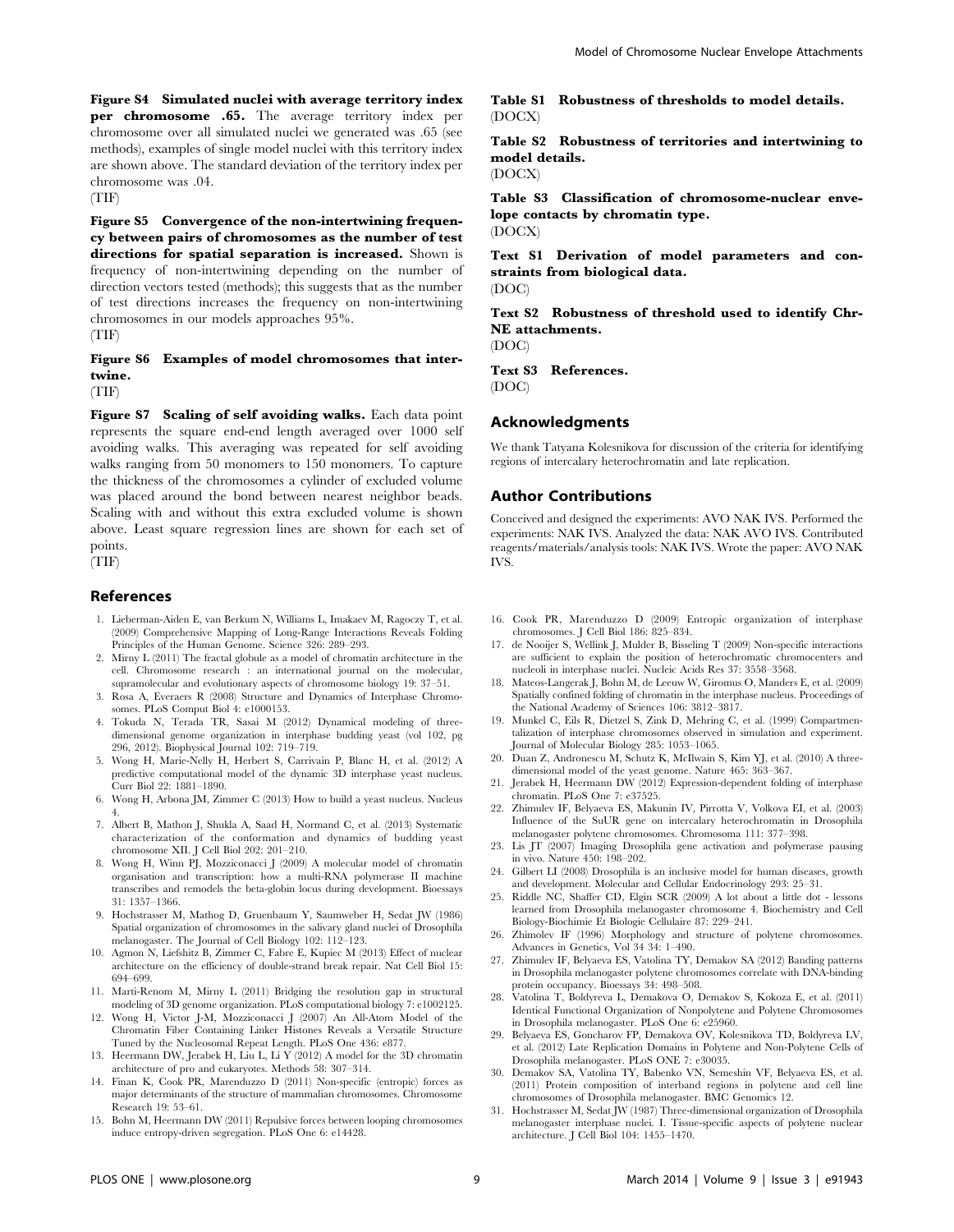**Figure S4 Simulated nuclei with average territory index per chromosome .65.** The average territory index per chromosome over all simulated nuclei we generated was .65 (see methods), examples of single model nuclei with this territory index are shown above. The standard deviation of the territory index per chromosome was .04.
(TIF)

**Figure S5 Convergence of the non-intertwining frequency between pairs of chromosomes as the number of test directions for spatial separation is increased.** Shown is frequency of non-intertwining depending on the number of direction vectors tested (methods); this suggests that as the number of test directions increases the frequency on non-intertwining chromosomes in our models approaches 95%.
(TIF)

**Figure S6 Examples of model chromosomes that intertwine.**
(TIF)

**Figure S7 Scaling of self avoiding walks.** Each data point represents the square end-end length averaged over 1000 self avoiding walks. This averaging was repeated for self avoiding walks ranging from 50 monomers to 150 monomers. To capture the thickness of the chromosomes a cylinder of excluded volume was placed around the bond between nearest neighbor beads. Scaling with and without this extra excluded volume is shown above. Least square regression lines are shown for each set of points.
(TIF)

**Table S1 Robustness of thresholds to model details.**
(DOCX)

**Table S2 Robustness of territories and intertwining to model details.**
(DOCX)

**Table S3 Classification of chromosome-nuclear envelope contacts by chromatin type.**
(DOCX)

**Text S1 Derivation of model parameters and constraints from biological data.**
(DOC)

**Text S2 Robustness of threshold used to identify Chr-NE attachments.**
(DOC)

**Text S3 References.**
(DOC)

## Acknowledgments

We thank Tatyana Kolesnikova for discussion of the criteria for identifying regions of intercalary heterochromatin and late replication.

## Author Contributions

Conceived and designed the experiments: AVO NAK IVS. Performed the experiments: NAK IVS. Analyzed the data: NAK AVO IVS. Contributed reagents/materials/analysis tools: NAK IVS. Wrote the paper: AVO NAK IVS.

## References

1. Lieberman-Aiden E, van Berkum N, Williams L, Imakaev M, Ragoczy T, et al. (2009) Comprehensive Mapping of Long-Range Interactions Reveals Folding Principles of the Human Genome. Science 326: 289–293.
2. Mirny L (2011) The fractal globule as a model of chromatin architecture in the cell. Chromosome research : an international journal on the molecular, supramolecular and evolutionary aspects of chromosome biology 19: 37–51.
3. Rosa A, Everaers R (2008) Structure and Dynamics of Interphase Chromosomes. PLoS Comput Biol 4: e1000153.
4. Tokuda N, Terada TR, Sasai M (2012) Dynamical modeling of three-dimensional genome organization in interphase budding yeast (vol 102, pg 296, 2012). Biophysical Journal 102: 719–719.
5. Wong H, Marie-Nelly H, Herbert S, Carrivain P, Blanc H, et al. (2012) A predictive computational model of the dynamic 3D interphase yeast nucleus. Curr Biol 22: 1881–1890.
6. Wong H, Arbona JM, Zimmer C (2013) How to build a yeast nucleus. Nucleus 4.
7. Albert B, Mathon J, Shukla A, Saad H, Normand C, et al. (2013) Systematic characterization of the conformation and dynamics of budding yeast chromosome XII. J Cell Biol 202: 201–210.
8. Wong H, Winn PJ, Mozziconacci J (2009) A molecular model of chromatin organisation and transcription: how a multi-RNA polymerase II machine transcribes and remodels the beta-globin locus during development. Bioessays 31: 1357–1366.
9. Hochstrasser M, Mathog D, Gruenbaum Y, Saumweber H, Sedat JW (1986) Spatial organization of chromosomes in the salivary gland nuclei of Drosophila melanogaster. The Journal of Cell Biology 102: 112–123.
10. Agmon N, Liefshitz B, Zimmer C, Fabre E, Kupiec M (2013) Effect of nuclear architecture on the efficiency of double-strand break repair. Nat Cell Biol 15: 694–699.
11. Marti-Renom M, Mirny L (2011) Bridging the resolution gap in structural modeling of 3D genome organization. PLoS computational biology 7: e1002125.
12. Wong H, Victor J-M, Mozziconacci J (2007) An All-Atom Model of the Chromatin Fiber Containing Linker Histones Reveals a Versatile Structure Tuned by the Nucleosomal Repeat Length. PLoS One 436: e877.
13. Heermann DW, Jerabek H, Liu L, Li Y (2012) A model for the 3D chromatin architecture of pro and eukaryotes. Methods 58: 307–314.
14. Finan K, Cook PR, Marenduzzo D (2011) Non-specific (entropic) forces as major determinants of the structure of mammalian chromosomes. Chromosome Research 19: 53–61.
15. Bohn M, Heermann DW (2011) Repulsive forces between looping chromosomes induce entropy-driven segregation. PLoS One 6: e14428.
16. Cook PR, Marenduzzo D (2009) Entropic organization of interphase chromosomes. J Cell Biol 186: 825–834.
17. de Nooijer S, Wellink J, Mulder B, Bisseling T (2009) Non-specific interactions are sufficient to explain the position of heterochromatic chromocenters and nucleoli in interphase nuclei. Nucleic Acids Res 37: 3558–3568.
18. Mateos-Langerak J, Bohn M, de Leeuw W, Giromus O, Manders E, et al. (2009) Spatially confined folding of chromatin in the interphase nucleus. Proceedings of the National Academy of Sciences 106: 3812–3817.
19. Munkel C, Eils R, Dietzel S, Zink D, Mehring C, et al. (1999) Compartmentalization of interphase chromosomes observed in simulation and experiment. Journal of Molecular Biology 285: 1053–1065.
20. Duan Z, Andronescu M, Schutz K, McIlwain S, Kim YJ, et al. (2010) A three-dimensional model of the yeast genome. Nature 465: 363–367.
21. Jerabek H, Heermann DW (2012) Expression-dependent folding of interphase chromatin. PLoS One 7: e37525.
22. Zhimulev IF, Belyaeva ES, Makunin IV, Pirrotta V, Volkova EI, et al. (2003) Influence of the SuUR gene on intercalary heterochromatin in Drosophila melanogaster polytene chromosomes. Chromosoma 111: 377–398.
23. Lis JT (2007) Imaging Drosophila gene activation and polymerase pausing in vivo. Nature 450: 198–202.
24. Gilbert LI (2008) Drosophila is an inclusive model for human diseases, growth and development. Molecular and Cellular Endocrinology 293: 25–31.
25. Riddle NC, Shaffer CD, Elgin SCR (2009) A lot about a little dot - lessons learned from Drosophila melanogaster chromosome 4. Biochemistry and Cell Biology-Biochimie Et Biologie Cellulaire 87: 229–241.
26. Zhimolev IF (1996) Morphology and structure of polytene chromosomes. Advances in Genetics, Vol 34 34: 1–490.
27. Zhimulev IF, Belyaeva ES, Vatolina TY, Demakov SA (2012) Banding patterns in Drosophila melanogaster polytene chromosomes correlate with DNA-binding protein occupancy. Bioessays 34: 498–508.
28. Vatolina T, Boldyreva L, Demakova O, Demakov S, Kokoza E, et al. (2011) Identical Functional Organization of Nonpolytene and Polytene Chromosomes in Drosophila melanogaster. PLoS One 6: e25960.
29. Belyaeva ES, Goncharov FP, Demakova OV, Kolesnikova TD, Boldyreva LV, et al. (2012) Late Replication Domains in Polytene and Non-Polytene Cells of Drosophila melanogaster. PLoS ONE 7: e30035.
30. Demakov SA, Vatolina TY, Babenko VN, Semeshin VF, Belyaeva ES, et al. (2011) Protein composition of interband regions in polytene and cell line chromosomes of Drosophila melanogaster. BMC Genomics 12.
31. Hochstrasser M, Sedat JW (1987) Three-dimensional organization of Drosophila melanogaster interphase nuclei. I. Tissue-specific aspects of polytene nuclear architecture. J Cell Biol 104: 1455–1470.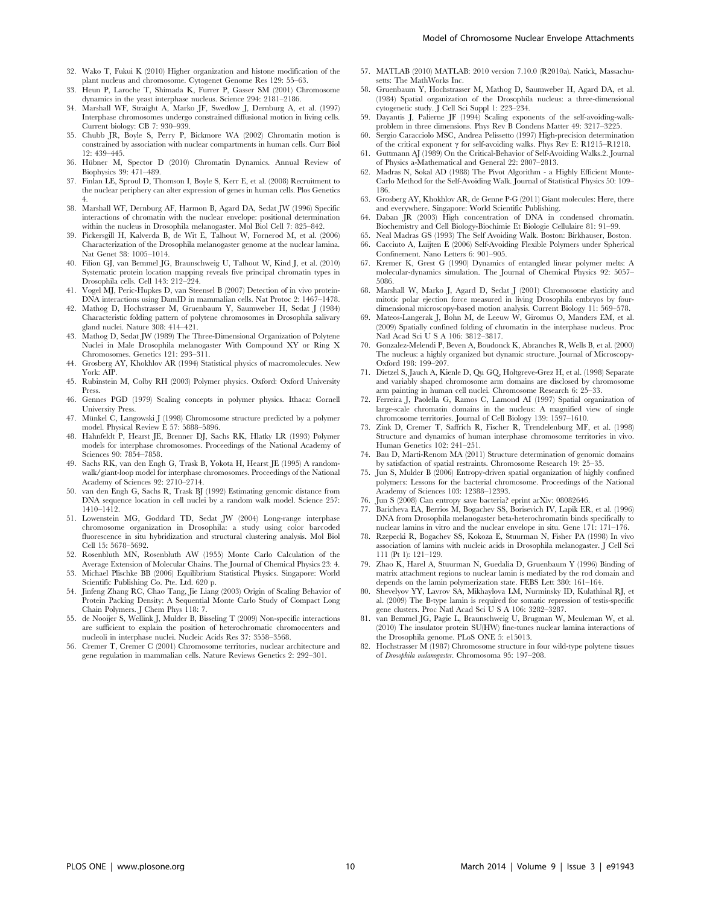32. Wako T, Fukui K (2010) Higher organization and histone modification of the plant nucleus and chromosome. Cytogenet Genome Res 129: 55–63.
33. Heun P, Laroche T, Shimada K, Furrer P, Gasser SM (2001) Chromosome dynamics in the yeast interphase nucleus. Science 294: 2181–2186.
34. Marshall WF, Straight A, Marko JF, Swedlow J, Dernburg A, et al. (1997) Interphase chromosomes undergo constrained diffusional motion in living cells. Current biology: CB 7: 930–939.
35. Chubb JR, Boyle S, Perry P, Bickmore WA (2002) Chromatin motion is constrained by association with nuclear compartments in human cells. Curr Biol 12: 439–445.
36. Hübner M, Spector D (2010) Chromatin Dynamics. Annual Review of Biophysics 39: 471–489.
37. Finlan LE, Sproul D, Thomson I, Boyle S, Kerr E, et al. (2008) Recruitment to the nuclear periphery can alter expression of genes in human cells. Plos Genetics 4.
38. Marshall WF, Dernburg AF, Harmon B, Agard DA, Sedat JW (1996) Specific interactions of chromatin with the nuclear envelope: positional determination within the nucleus in Drosophila melanogaster. Mol Biol Cell 7: 825–842.
39. Pickersgill H, Kalverda B, de Wit E, Talhout W, Fornerod M, et al. (2006) Characterization of the Drosophila melanogaster genome at the nuclear lamina. Nat Genet 38: 1005–1014.
40. Filion GJ, van Bemmel JG, Braunschweig U, Talhout W, Kind J, et al. (2010) Systematic protein location mapping reveals five principal chromatin types in Drosophila cells. Cell 143: 212–224.
41. Vogel MJ, Peric-Hupkes D, van Steensel B (2007) Detection of in vivo protein-DNA interactions using DamID in mammalian cells. Nat Protoc 2: 1467–1478.
42. Mathog D, Hochstrasser M, Gruenbaum Y, Saumweber H, Sedat J (1984) Characteristic folding pattern of polytene chromosomes in Drosophila salivary gland nuclei. Nature 308: 414–421.
43. Mathog D, Sedat JW (1989) The Three-Dimensional Organization of Polytene Nuclei in Male Drosophila melanogaster With Compound XY or Ring X Chromosomes. Genetics 121: 293–311.
44. Grosberg AY, Khokhlov AR (1994) Statistical physics of macromolecules. New York: AIP.
45. Rubinstein M, Colby RH (2003) Polymer physics. Oxford: Oxford University Press.
46. Gennes PGD (1979) Scaling concepts in polymer physics. Ithaca: Cornell University Press.
47. Münkel C, Langowski J (1998) Chromosome structure predicted by a polymer model. Physical Review E 57: 5888–5896.
48. Hahnfeldt P, Hearst JE, Brenner DJ, Sachs RK, Hlatky LR (1993) Polymer models for interphase chromosomes. Proceedings of the National Academy of Sciences 90: 7854–7858.
49. Sachs RK, van den Engh G, Trask B, Yokota H, Hearst JE (1995) A random-walk/giant-loop model for interphase chromosomes. Proceedings of the National Academy of Sciences 92: 2710–2714.
50. van den Engh G, Sachs R, Trask BJ (1992) Estimating genomic distance from DNA sequence location in cell nuclei by a random walk model. Science 257: 1410–1412.
51. Lowenstein MG, Goddard TD, Sedat JW (2004) Long-range interphase chromosome organization in Drosophila: a study using color barcoded fluorescence in situ hybridization and structural clustering analysis. Mol Biol Cell 15: 5678–5692.
52. Rosenbluth MN, Rosenbluth AW (1955) Monte Carlo Calculation of the Average Extension of Molecular Chains. The Journal of Chemical Physics 23: 4.
53. Michael Plischke BB (2006) Equilibrium Statistical Physics. Singapore: World Scientific Publishing Co. Pte. Ltd. 620 p.
54. Jinfeng Zhang RC, Chao Tang, Jie Liang (2003) Origin of Scaling Behavior of Protein Packing Density: A Sequential Monte Carlo Study of Compact Long Chain Polymers. J Chem Phys 118: 7.
55. de Nooijer S, Wellink J, Mulder B, Bisseling T (2009) Non-specific interactions are sufficient to explain the position of heterochromatic chromocenters and nucleoli in interphase nuclei. Nucleic Acids Res 37: 3558–3568.
56. Cremer T, Cremer C (2001) Chromosome territories, nuclear architecture and gene regulation in mammalian cells. Nature Reviews Genetics 2: 292–301.
57. MATLAB (2010) MATLAB: 2010 version 7.10.0 (R2010a). Natick, Massachusetts: The MathWorks Inc.
58. Gruenbaum Y, Hochstrasser M, Mathog D, Saumweber H, Agard DA, et al. (1984) Spatial organization of the Drosophila nucleus: a three-dimensional cytogenetic study. J Cell Sci Suppl 1: 223–234.
59. Dayantis J, Palierne JF (1994) Scaling exponents of the self-avoiding-walk-problem in three dimensions. Phys Rev B Condens Matter 49: 3217–3225.
60. Sergio Caracciolo MSC, Andrea Pelissetto (1997) High-precision determination of the critical exponent $\gamma$ for self-avoiding walks. Phys Rev E: R1215–R1218.
61. Guttmann AJ (1989) On the Critical-Behavior of Self-Avoiding Walks.2. Journal of Physics a-Mathematical and General 22: 2807–2813.
62. Madras N, Sokal AD (1988) The Pivot Algorithm - a Highly Efficient Monte-Carlo Method for the Self-Avoiding Walk. Journal of Statistical Physics 50: 109–186.
63. Grosberg AY, Khokhlov AR, de Genne P-G (2011) Giant molecules: Here, there and everywhere. Singapore: World Scientific Publishing.
64. Daban JR (2003) High concentration of DNA in condensed chromatin. Biochemistry and Cell Biology-Biochimie Et Biologie Cellulaire 81: 91–99.
65. Neal Madras GS (1993) The Self Avoiding Walk. Boston: Birkhauser, Boston.
66. Cacciuto A, Luijten E (2006) Self-Avoiding Flexible Polymers under Spherical Confinement. Nano Letters 6: 901–905.
67. Kremer K, Grest G (1990) Dynamics of entangled linear polymer melts: A molecular-dynamics simulation. The Journal of Chemical Physics 92: 5057–5086.
68. Marshall W, Marko J, Agard D, Sedat J (2001) Chromosome elasticity and mitotic polar ejection force measured in living Drosophila embryos by four-dimensional microscopy-based motion analysis. Current Biology 11: 569–578.
69. Mateos-Langerak J, Bohn M, de Leeuw W, Giromus O, Manders EM, et al. (2009) Spatially confined folding of chromatin in the interphase nucleus. Proc Natl Acad Sci U S A 106: 3812–3817.
70. Gonzalez-Melendi P, Beven A, Boudonck K, Abranches R, Wells B, et al. (2000) The nucleus: a highly organized but dynamic structure. Journal of Microscopy-Oxford 198: 199–207.
71. Dietzel S, Jauch A, Kienle D, Qu GQ, Holtgreve-Grez H, et al. (1998) Separate and variably shaped chromosome arm domains are disclosed by chromosome arm painting in human cell nuclei. Chromosome Research 6: 25–33.
72. Ferreira J, Paolella G, Ramos C, Lamond AI (1997) Spatial organization of large-scale chromatin domains in the nucleus: A magnified view of single chromosome territories. Journal of Cell Biology 139: 1597–1610.
73. Zink D, Cremer T, Saffrich R, Fischer R, Trendelenburg MF, et al. (1998) Structure and dynamics of human interphase chromosome territories in vivo. Human Genetics 102: 241–251.
74. Bau D, Marti-Renom MA (2011) Structure determination of genomic domains by satisfaction of spatial restraints. Chromosome Research 19: 25–35.
75. Jun S, Mulder B (2006) Entropy-driven spatial organization of highly confined polymers: Lessons for the bacterial chromosome. Proceedings of the National Academy of Sciences 103: 12388–12393.
76. Jun S (2008) Can entropy save bacteria? eprint arXiv: 08082646.
77. Baricheva EA, Berrios M, Bogachev SS, Borisevich IV, Lapik ER, et al. (1996) DNA from Drosophila melanogaster beta-heterochromatin binds specifically to nuclear lamins in vitro and the nuclear envelope in situ. Gene 171: 171–176.
78. Rzepecki R, Bogachev SS, Kokoza E, Stuurman N, Fisher PA (1998) In vivo association of lamins with nucleic acids in Drosophila melanogaster. J Cell Sci 111 (Pt 1): 121–129.
79. Zhao K, Harel A, Stuurman N, Guedalia D, Gruenbaum Y (1996) Binding of matrix attachment regions to nuclear lamin is mediated by the rod domain and depends on the lamin polymerization state. FEBS Lett 380: 161–164.
80. Shevelyov YY, Lavrov SA, Mikhaylova LM, Nurminsky ID, Kulathinal RJ, et al. (2009) The B-type lamin is required for somatic repression of testis-specific gene clusters. Proc Natl Acad Sci U S A 106: 3282–3287.
81. van Bemmel JG, Pagie L, Braunschweig U, Brugman W, Meuleman W, et al. (2010) The insulator protein SU(HW) fine-tunes nuclear lamina interactions of the Drosophila genome. PLoS ONE 5: e15013.
82. Hochstrasser M (1987) Chromosome structure in four wild-type polytene tissues of *Drosophila melanogaster*. Chromosoma 95: 197–208.